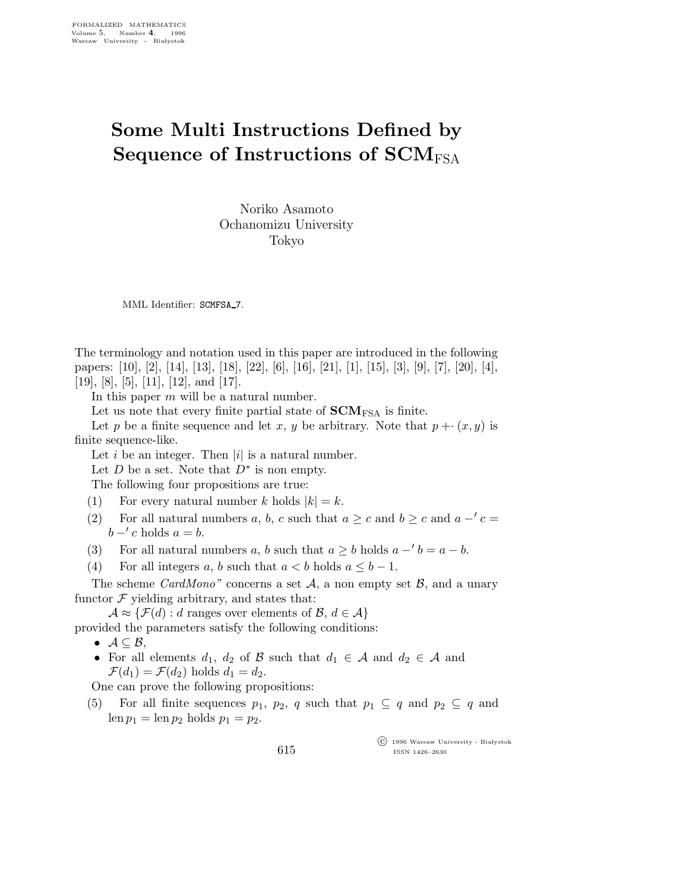# Some Multi Instructions Defined by Sequence of Instructions of $\mathbf{SCM}_{\rm FSA}$

Noriko Asamoto
Ochanomizu University
Tokyo

MML Identifier: SCMFSA_7.

The terminology and notation used in this paper are introduced in the following papers: [10], [2], [14], [13], [18], [22], [6], [16], [21], [1], [15], [3], [9], [7], [20], [4], [19], [8], [5], [11], [12], and [17].

In this paper $m$ will be a natural number.

Let us note that every finite partial state of $\mathbf{SCM}_{\rm FSA}$ is finite.

Let $p$ be a finite sequence and let $x$, $y$ be arbitrary. Note that $p +\cdot (x, y)$ is finite sequence-like.

Let $i$ be an integer. Then $|i|$ is a natural number.

Let $D$ be a set. Note that $D^*$ is non empty.

The following four propositions are true:

(1) For every natural number $k$ holds $|k| = k$.

(2) For all natural numbers $a$, $b$, $c$ such that $a \geq c$ and $b \geq c$ and $a -' c = b -' c$ holds $a = b$.

(3) For all natural numbers $a$, $b$ such that $a \geq b$ holds $a -' b = a - b$.

(4) For all integers $a$, $b$ such that $a < b$ holds $a \leq b - 1$.

The scheme *CardMono"* concerns a set $\mathcal{A}$, a non empty set $\mathcal{B}$, and a unary functor $\mathcal{F}$ yielding arbitrary, and states that:

$\mathcal{A} \approx \{\mathcal{F}(d) : d \text{ ranges over elements of } \mathcal{B},\ d \in \mathcal{A}\}$

provided the parameters satisfy the following conditions:

- $\mathcal{A} \subseteq \mathcal{B}$,
- For all elements $d_1$, $d_2$ of $\mathcal{B}$ such that $d_1 \in \mathcal{A}$ and $d_2 \in \mathcal{A}$ and $\mathcal{F}(d_1) = \mathcal{F}(d_2)$ holds $d_1 = d_2$.

One can prove the following propositions:

(5) For all finite sequences $p_1$, $p_2$, $q$ such that $p_1 \subseteq q$ and $p_2 \subseteq q$ and $\operatorname{len} p_1 = \operatorname{len} p_2$ holds $p_1 = p_2$.

© 1996 Warsaw University - Białystok
ISSN 1426–2630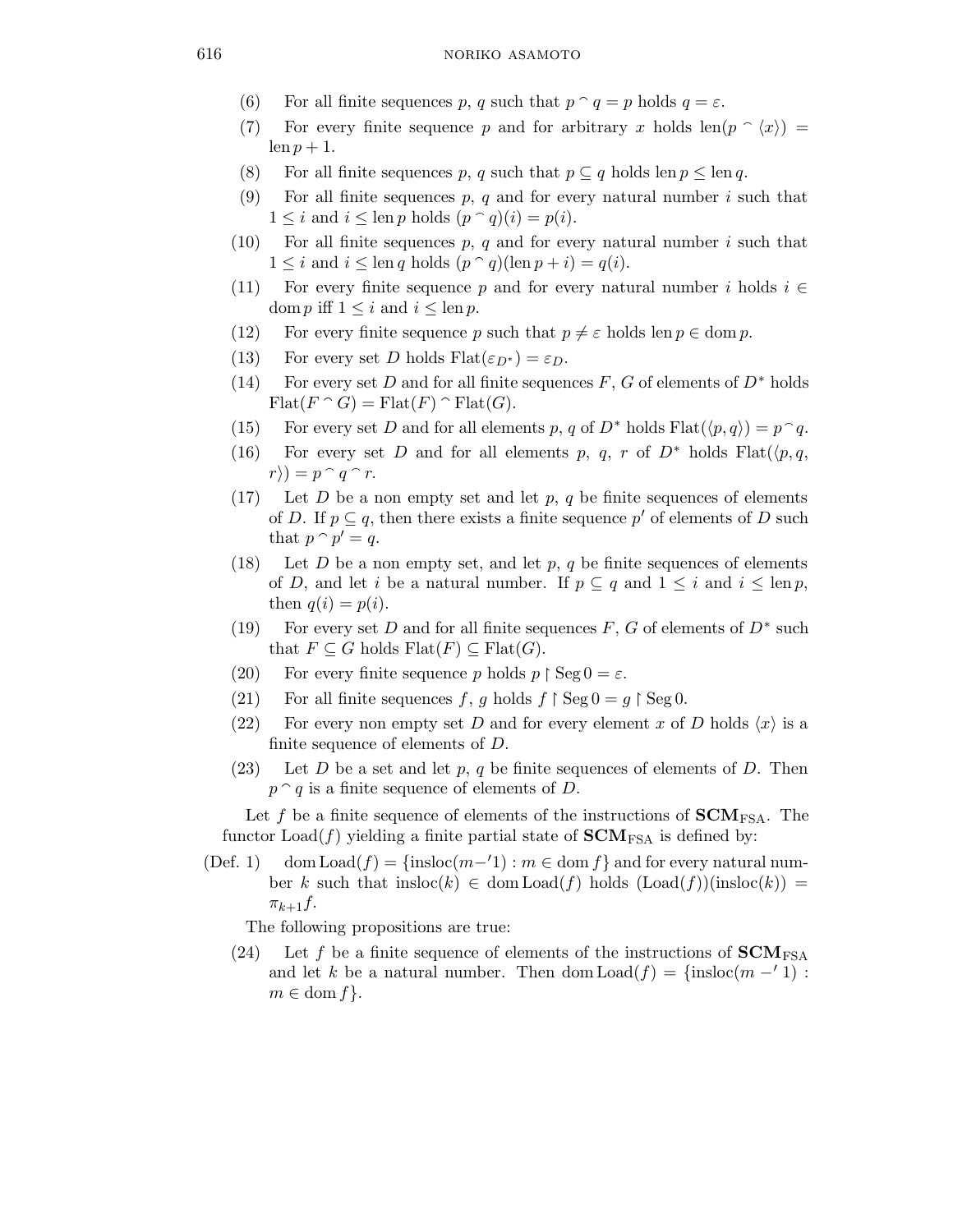(6) For all finite sequences $p$, $q$ such that $p \frown q = p$ holds $q = \varepsilon$.

(7) For every finite sequence $p$ and for arbitrary $x$ holds $\mathrm{len}(p \frown \langle x \rangle) = \mathrm{len}\, p + 1$.

(8) For all finite sequences $p$, $q$ such that $p \subseteq q$ holds $\mathrm{len}\, p \leq \mathrm{len}\, q$.

(9) For all finite sequences $p$, $q$ and for every natural number $i$ such that $1 \leq i$ and $i \leq \mathrm{len}\, p$ holds $(p \frown q)(i) = p(i)$.

(10) For all finite sequences $p$, $q$ and for every natural number $i$ such that $1 \leq i$ and $i \leq \mathrm{len}\, q$ holds $(p \frown q)(\mathrm{len}\, p + i) = q(i)$.

(11) For every finite sequence $p$ and for every natural number $i$ holds $i \in \mathrm{dom}\, p$ iff $1 \leq i$ and $i \leq \mathrm{len}\, p$.

(12) For every finite sequence $p$ such that $p \neq \varepsilon$ holds $\mathrm{len}\, p \in \mathrm{dom}\, p$.

(13) For every set $D$ holds $\mathrm{Flat}(\varepsilon_{D^*}) = \varepsilon_D$.

(14) For every set $D$ and for all finite sequences $F$, $G$ of elements of $D^*$ holds $\mathrm{Flat}(F \frown G) = \mathrm{Flat}(F) \frown \mathrm{Flat}(G)$.

(15) For every set $D$ and for all elements $p$, $q$ of $D^*$ holds $\mathrm{Flat}(\langle p, q \rangle) = p \frown q$.

(16) For every set $D$ and for all elements $p$, $q$, $r$ of $D^*$ holds $\mathrm{Flat}(\langle p, q, r \rangle) = p \frown q \frown r$.

(17) Let $D$ be a non empty set and let $p$, $q$ be finite sequences of elements of $D$. If $p \subseteq q$, then there exists a finite sequence $p'$ of elements of $D$ such that $p \frown p' = q$.

(18) Let $D$ be a non empty set, and let $p$, $q$ be finite sequences of elements of $D$, and let $i$ be a natural number. If $p \subseteq q$ and $1 \leq i$ and $i \leq \mathrm{len}\, p$, then $q(i) = p(i)$.

(19) For every set $D$ and for all finite sequences $F$, $G$ of elements of $D^*$ such that $F \subseteq G$ holds $\mathrm{Flat}(F) \subseteq \mathrm{Flat}(G)$.

(20) For every finite sequence $p$ holds $p \restriction \mathrm{Seg}\, 0 = \varepsilon$.

(21) For all finite sequences $f$, $g$ holds $f \restriction \mathrm{Seg}\, 0 = g \restriction \mathrm{Seg}\, 0$.

(22) For every non empty set $D$ and for every element $x$ of $D$ holds $\langle x \rangle$ is a finite sequence of elements of $D$.

(23) Let $D$ be a set and let $p$, $q$ be finite sequences of elements of $D$. Then $p \frown q$ is a finite sequence of elements of $D$.

Let $f$ be a finite sequence of elements of the instructions of $\mathbf{SCM}_{\mathrm{FSA}}$. The functor $\mathrm{Load}(f)$ yielding a finite partial state of $\mathbf{SCM}_{\mathrm{FSA}}$ is defined by:

(Def. 1) $\mathrm{dom}\,\mathrm{Load}(f) = \{\mathrm{insloc}(m -' 1) : m \in \mathrm{dom}\, f\}$ and for every natural number $k$ such that $\mathrm{insloc}(k) \in \mathrm{dom}\,\mathrm{Load}(f)$ holds $(\mathrm{Load}(f))(\mathrm{insloc}(k)) = \pi_{k+1} f$.

The following propositions are true:

(24) Let $f$ be a finite sequence of elements of the instructions of $\mathbf{SCM}_{\mathrm{FSA}}$ and let $k$ be a natural number. Then $\mathrm{dom}\,\mathrm{Load}(f) = \{\mathrm{insloc}(m -' 1) : m \in \mathrm{dom}\, f\}$.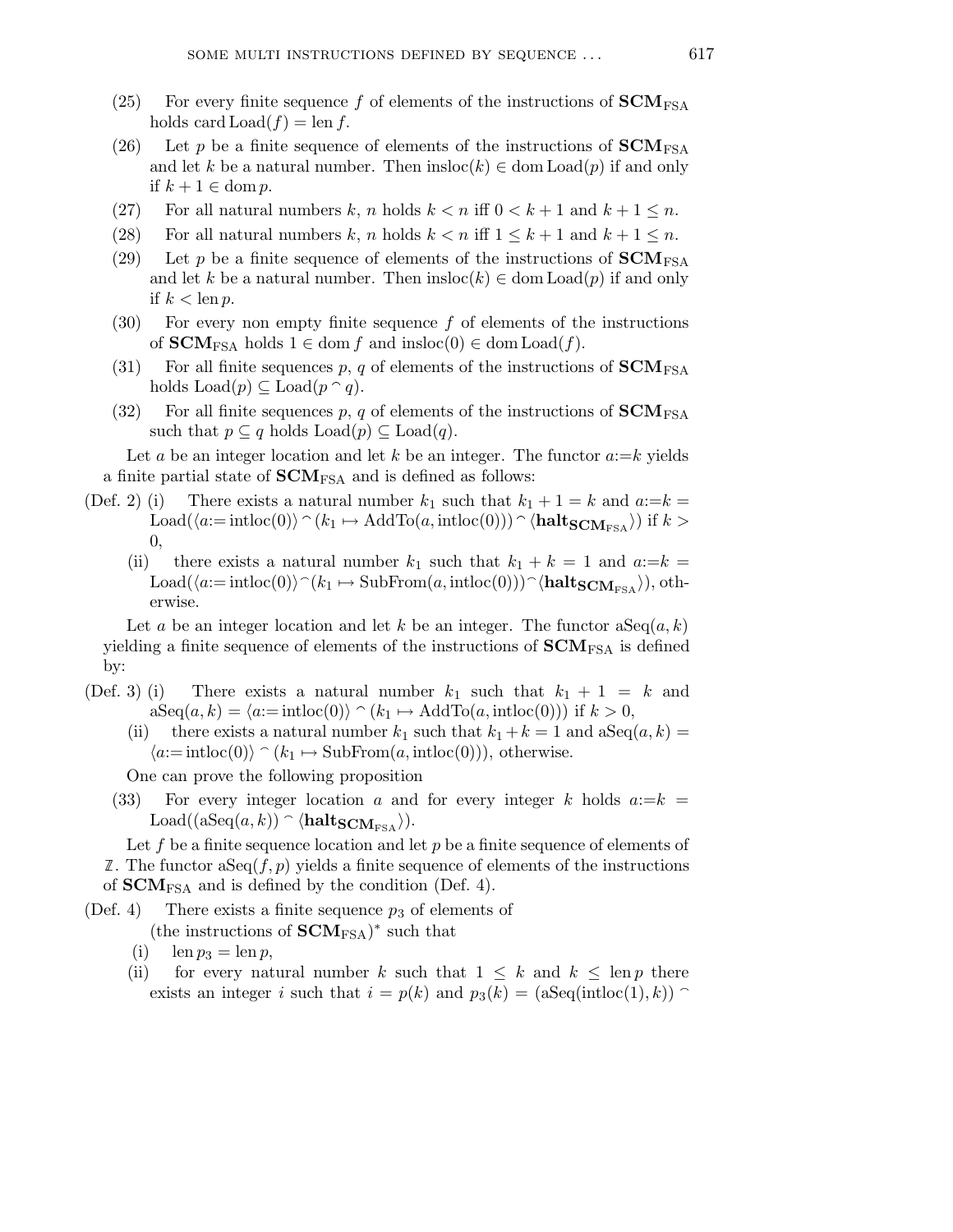(25) For every finite sequence $f$ of elements of the instructions of $\mathbf{SCM}_{\mathrm{FSA}}$ holds $\mathrm{card}\,\mathrm{Load}(f) = \mathrm{len}\, f$.

(26) Let $p$ be a finite sequence of elements of the instructions of $\mathbf{SCM}_{\mathrm{FSA}}$ and let $k$ be a natural number. Then $\mathrm{insloc}(k) \in \mathrm{dom}\,\mathrm{Load}(p)$ if and only if $k+1 \in \mathrm{dom}\, p$.

(27) For all natural numbers $k$, $n$ holds $k < n$ iff $0 < k+1$ and $k+1 \leq n$.

(28) For all natural numbers $k$, $n$ holds $k < n$ iff $1 \leq k+1$ and $k+1 \leq n$.

(29) Let $p$ be a finite sequence of elements of the instructions of $\mathbf{SCM}_{\mathrm{FSA}}$ and let $k$ be a natural number. Then $\mathrm{insloc}(k) \in \mathrm{dom}\,\mathrm{Load}(p)$ if and only if $k < \mathrm{len}\, p$.

(30) For every non empty finite sequence $f$ of elements of the instructions of $\mathbf{SCM}_{\mathrm{FSA}}$ holds $1 \in \mathrm{dom}\, f$ and $\mathrm{insloc}(0) \in \mathrm{dom}\,\mathrm{Load}(f)$.

(31) For all finite sequences $p$, $q$ of elements of the instructions of $\mathbf{SCM}_{\mathrm{FSA}}$ holds $\mathrm{Load}(p) \subseteq \mathrm{Load}(p \frown q)$.

(32) For all finite sequences $p$, $q$ of elements of the instructions of $\mathbf{SCM}_{\mathrm{FSA}}$ such that $p \subseteq q$ holds $\mathrm{Load}(p) \subseteq \mathrm{Load}(q)$.

Let $a$ be an integer location and let $k$ be an integer. The functor $a{:=}k$ yields a finite partial state of $\mathbf{SCM}_{\mathrm{FSA}}$ and is defined as follows:

(Def. 2) (i) There exists a natural number $k_1$ such that $k_1 + 1 = k$ and $a{:=}k = \mathrm{Load}(\langle a{:=}\,\mathrm{intloc}(0)\rangle \frown (k_1 \mapsto \mathrm{AddTo}(a, \mathrm{intloc}(0))) \frown \langle \mathbf{halt}_{\mathbf{SCM}_{\mathrm{FSA}}}\rangle)$ if $k > 0$,

(ii) there exists a natural number $k_1$ such that $k_1 + k = 1$ and $a{:=}k = \mathrm{Load}(\langle a{:=}\,\mathrm{intloc}(0)\rangle \frown (k_1 \mapsto \mathrm{SubFrom}(a, \mathrm{intloc}(0))) \frown \langle \mathbf{halt}_{\mathbf{SCM}_{\mathrm{FSA}}}\rangle)$, otherwise.

Let $a$ be an integer location and let $k$ be an integer. The functor $\mathrm{aSeq}(a, k)$ yielding a finite sequence of elements of the instructions of $\mathbf{SCM}_{\mathrm{FSA}}$ is defined by:

(Def. 3) (i) There exists a natural number $k_1$ such that $k_1 + 1 = k$ and $\mathrm{aSeq}(a, k) = \langle a{:=}\,\mathrm{intloc}(0)\rangle \frown (k_1 \mapsto \mathrm{AddTo}(a, \mathrm{intloc}(0)))$ if $k > 0$,

(ii) there exists a natural number $k_1$ such that $k_1 + k = 1$ and $\mathrm{aSeq}(a, k) = \langle a{:=}\,\mathrm{intloc}(0)\rangle \frown (k_1 \mapsto \mathrm{SubFrom}(a, \mathrm{intloc}(0)))$, otherwise.

One can prove the following proposition

(33) For every integer location $a$ and for every integer $k$ holds $a{:=}k = \mathrm{Load}((\mathrm{aSeq}(a, k)) \frown \langle \mathbf{halt}_{\mathbf{SCM}_{\mathrm{FSA}}}\rangle)$.

Let $f$ be a finite sequence location and let $p$ be a finite sequence of elements of $\mathbb{Z}$. The functor $\mathrm{aSeq}(f, p)$ yields a finite sequence of elements of the instructions of $\mathbf{SCM}_{\mathrm{FSA}}$ and is defined by the condition (Def. 4).

(Def. 4) There exists a finite sequence $p_3$ of elements of (the instructions of $\mathbf{SCM}_{\mathrm{FSA}})^*$ such that

(i) $\mathrm{len}\, p_3 = \mathrm{len}\, p$,

(ii) for every natural number $k$ such that $1 \leq k$ and $k \leq \mathrm{len}\, p$ there exists an integer $i$ such that $i = p(k)$ and $p_3(k) = (\mathrm{aSeq}(\mathrm{intloc}(1), k)) \frown$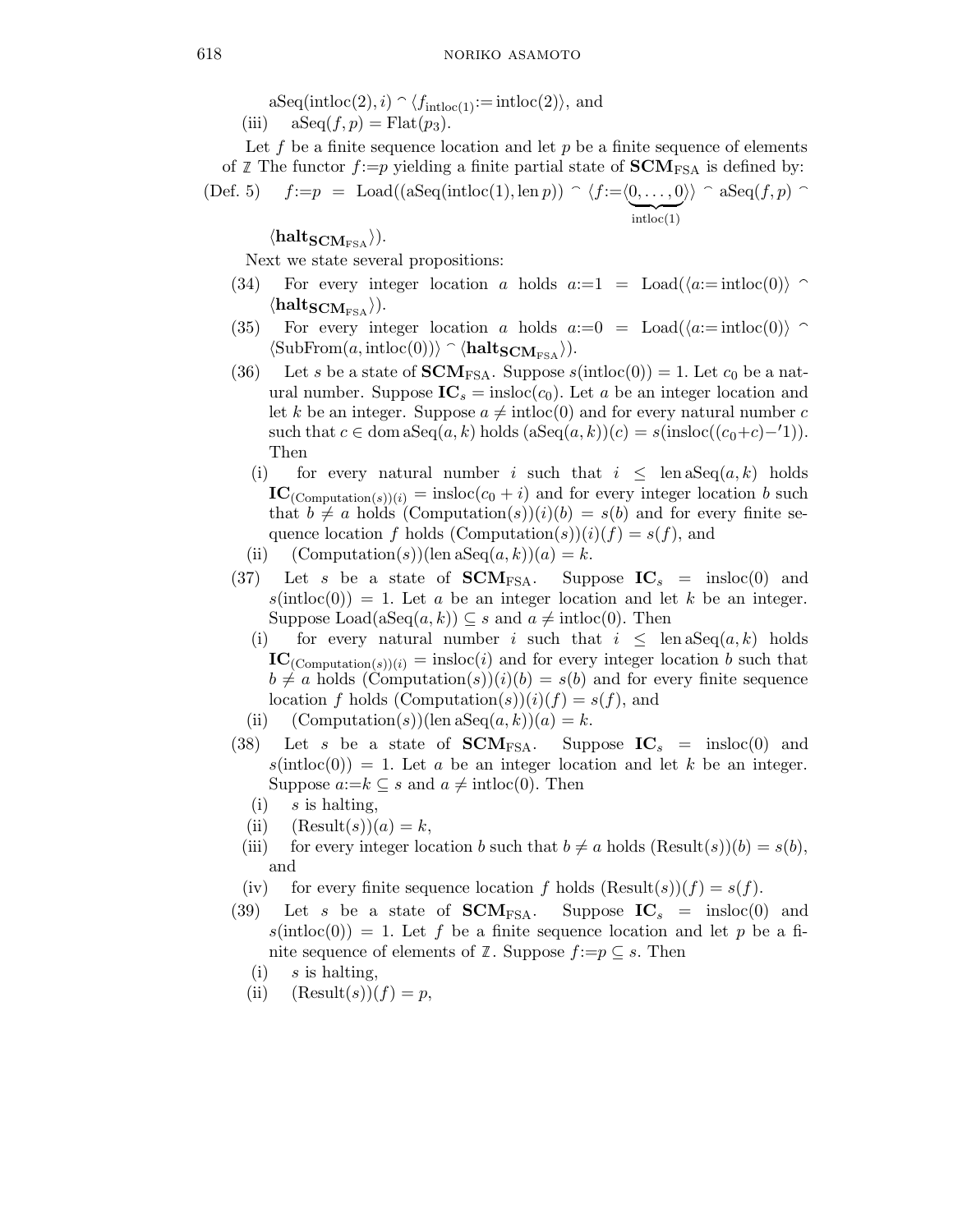$\text{aSeq}(\text{intloc}(2), i) \mathbin{^\frown} \langle f_{\text{intloc}(1)} := \text{intloc}(2) \rangle$, and

(iii) $\text{aSeq}(f, p) = \text{Flat}(p_3)$.

Let $f$ be a finite sequence location and let $p$ be a finite sequence of elements of $\mathbb{Z}$ The functor $f{:=}p$ yielding a finite partial state of $\mathbf{SCM}_{\text{FSA}}$ is defined by:

(Def. 5) $f{:=}p = \text{Load}((\text{aSeq}(\text{intloc}(1), \text{len}\, p)) \mathbin{^\frown} \langle f{:=}\underbrace{\langle 0, \ldots, 0 \rangle}_{\text{intloc}(1)} \rangle \mathbin{^\frown} \text{aSeq}(f, p) \mathbin{^\frown} \langle \mathbf{halt}_{\mathbf{SCM}_{\text{FSA}}} \rangle)$.

Next we state several propositions:

(34) For every integer location $a$ holds $a{:=}1 = \text{Load}(\langle a{:=}\,\text{intloc}(0) \rangle \mathbin{^\frown} \langle \mathbf{halt}_{\mathbf{SCM}_{\text{FSA}}} \rangle)$.

(35) For every integer location $a$ holds $a{:=}0 = \text{Load}(\langle a{:=}\,\text{intloc}(0) \rangle \mathbin{^\frown} \langle \text{SubFrom}(a, \text{intloc}(0)) \rangle \mathbin{^\frown} \langle \mathbf{halt}_{\mathbf{SCM}_{\text{FSA}}} \rangle)$.

(36) Let $s$ be a state of $\mathbf{SCM}_{\text{FSA}}$. Suppose $s(\text{intloc}(0)) = 1$. Let $c_0$ be a natural number. Suppose $\mathbf{IC}_s = \text{insloc}(c_0)$. Let $a$ be an integer location and let $k$ be an integer. Suppose $a \neq \text{intloc}(0)$ and for every natural number $c$ such that $c \in \text{dom}\, \text{aSeq}(a, k)$ holds $(\text{aSeq}(a, k))(c) = s(\text{insloc}((c_0 + c) -' 1))$. Then

  (i) for every natural number $i$ such that $i \leq \text{len}\, \text{aSeq}(a, k)$ holds $\mathbf{IC}_{(\text{Computation}(s))(i)} = \text{insloc}(c_0 + i)$ and for every integer location $b$ such that $b \neq a$ holds $(\text{Computation}(s))(i)(b) = s(b)$ and for every finite sequence location $f$ holds $(\text{Computation}(s))(i)(f) = s(f)$, and

  (ii) $(\text{Computation}(s))(\text{len}\, \text{aSeq}(a, k))(a) = k$.

(37) Let $s$ be a state of $\mathbf{SCM}_{\text{FSA}}$. Suppose $\mathbf{IC}_s = \text{insloc}(0)$ and $s(\text{intloc}(0)) = 1$. Let $a$ be an integer location and let $k$ be an integer. Suppose $\text{Load}(\text{aSeq}(a, k)) \subseteq s$ and $a \neq \text{intloc}(0)$. Then

  (i) for every natural number $i$ such that $i \leq \text{len}\, \text{aSeq}(a, k)$ holds $\mathbf{IC}_{(\text{Computation}(s))(i)} = \text{insloc}(i)$ and for every integer location $b$ such that $b \neq a$ holds $(\text{Computation}(s))(i)(b) = s(b)$ and for every finite sequence location $f$ holds $(\text{Computation}(s))(i)(f) = s(f)$, and

  (ii) $(\text{Computation}(s))(\text{len}\, \text{aSeq}(a, k))(a) = k$.

(38) Let $s$ be a state of $\mathbf{SCM}_{\text{FSA}}$. Suppose $\mathbf{IC}_s = \text{insloc}(0)$ and $s(\text{intloc}(0)) = 1$. Let $a$ be an integer location and let $k$ be an integer. Suppose $a{:=}k \subseteq s$ and $a \neq \text{intloc}(0)$. Then

  (i) $s$ is halting,

  (ii) $(\text{Result}(s))(a) = k$,

  (iii) for every integer location $b$ such that $b \neq a$ holds $(\text{Result}(s))(b) = s(b)$, and

  (iv) for every finite sequence location $f$ holds $(\text{Result}(s))(f) = s(f)$.

(39) Let $s$ be a state of $\mathbf{SCM}_{\text{FSA}}$. Suppose $\mathbf{IC}_s = \text{insloc}(0)$ and $s(\text{intloc}(0)) = 1$. Let $f$ be a finite sequence location and let $p$ be a finite sequence of elements of $\mathbb{Z}$. Suppose $f{:=}p \subseteq s$. Then

  (i) $s$ is halting,

  (ii) $(\text{Result}(s))(f) = p$,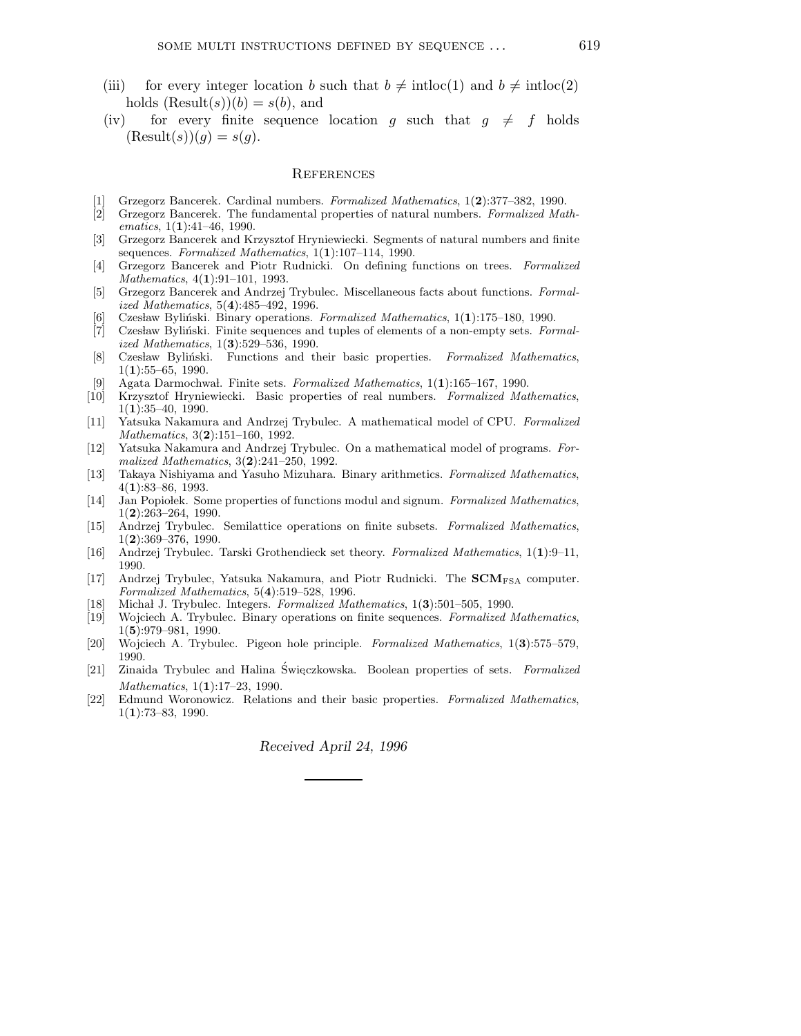(iii) for every integer location $b$ such that $b \neq \text{intloc}(1)$ and $b \neq \text{intloc}(2)$ holds $(\text{Result}(s))(b) = s(b)$, and

(iv) for every finite sequence location $g$ such that $g \neq f$ holds $(\text{Result}(s))(g) = s(g)$.

## References

[1] Grzegorz Bancerek. Cardinal numbers. *Formalized Mathematics*, 1(**2**):377–382, 1990.

[2] Grzegorz Bancerek. The fundamental properties of natural numbers. *Formalized Mathematics*, 1(**1**):41–46, 1990.

[3] Grzegorz Bancerek and Krzysztof Hryniewiecki. Segments of natural numbers and finite sequences. *Formalized Mathematics*, 1(**1**):107–114, 1990.

[4] Grzegorz Bancerek and Piotr Rudnicki. On defining functions on trees. *Formalized Mathematics*, 4(**1**):91–101, 1993.

[5] Grzegorz Bancerek and Andrzej Trybulec. Miscellaneous facts about functions. *Formalized Mathematics*, 5(**4**):485–492, 1996.

[6] Czesław Byliński. Binary operations. *Formalized Mathematics*, 1(**1**):175–180, 1990.

[7] Czesław Byliński. Finite sequences and tuples of elements of a non-empty sets. *Formalized Mathematics*, 1(**3**):529–536, 1990.

[8] Czesław Byliński. Functions and their basic properties. *Formalized Mathematics*, 1(**1**):55–65, 1990.

[9] Agata Darmochwał. Finite sets. *Formalized Mathematics*, 1(**1**):165–167, 1990.

[10] Krzysztof Hryniewiecki. Basic properties of real numbers. *Formalized Mathematics*, 1(**1**):35–40, 1990.

[11] Yatsuka Nakamura and Andrzej Trybulec. A mathematical model of CPU. *Formalized Mathematics*, 3(**2**):151–160, 1992.

[12] Yatsuka Nakamura and Andrzej Trybulec. On a mathematical model of programs. *Formalized Mathematics*, 3(**2**):241–250, 1992.

[13] Takaya Nishiyama and Yasuho Mizuhara. Binary arithmetics. *Formalized Mathematics*, 4(**1**):83–86, 1993.

[14] Jan Popiołek. Some properties of functions modul and signum. *Formalized Mathematics*, 1(**2**):263–264, 1990.

[15] Andrzej Trybulec. Semilattice operations on finite subsets. *Formalized Mathematics*, 1(**2**):369–376, 1990.

[16] Andrzej Trybulec. Tarski Grothendieck set theory. *Formalized Mathematics*, 1(**1**):9–11, 1990.

[17] Andrzej Trybulec, Yatsuka Nakamura, and Piotr Rudnicki. The $\mathbf{SCM}_{\text{FSA}}$ computer. *Formalized Mathematics*, 5(**4**):519–528, 1996.

[18] Michał J. Trybulec. Integers. *Formalized Mathematics*, 1(**3**):501–505, 1990.

[19] Wojciech A. Trybulec. Binary operations on finite sequences. *Formalized Mathematics*, 1(**5**):979–981, 1990.

[20] Wojciech A. Trybulec. Pigeon hole principle. *Formalized Mathematics*, 1(**3**):575–579, 1990.

[21] Zinaida Trybulec and Halina Święczkowska. Boolean properties of sets. *Formalized Mathematics*, 1(**1**):17–23, 1990.

[22] Edmund Woronowicz. Relations and their basic properties. *Formalized Mathematics*, 1(**1**):73–83, 1990.

*Received April 24, 1996*